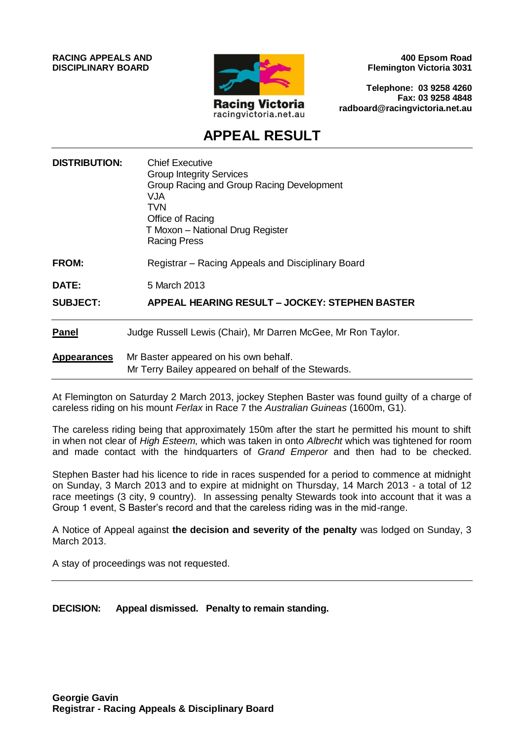**RACING APPEALS AND DISCIPLINARY BOARD**

Racing Victoria
racingvictoria.net.au

**400 Epsom Road**
**Flemington Victoria 3031**

**Telephone: 03 9258 4260**
**Fax: 03 9258 4848**
**radboard@racingvictoria.net.au**

# APPEAL RESULT

| | |
|---|---|
| **DISTRIBUTION:** | Chief Executive<br>Group Integrity Services<br>Group Racing and Group Racing Development<br>VJA<br>TVN<br>Office of Racing<br>T Moxon – National Drug Register<br>Racing Press |
| **FROM:** | Registrar – Racing Appeals and Disciplinary Board |
| **DATE:** | 5 March 2013 |
| **SUBJECT:** | **APPEAL HEARING RESULT – JOCKEY: STEPHEN BASTER** |

**Panel** Judge Russell Lewis (Chair), Mr Darren McGee, Mr Ron Taylor.

**Appearances** Mr Baster appeared on his own behalf.
Mr Terry Bailey appeared on behalf of the Stewards.

---

At Flemington on Saturday 2 March 2013, jockey Stephen Baster was found guilty of a charge of careless riding on his mount *Ferlax* in Race 7 the *Australian Guineas* (1600m, G1).

The careless riding being that approximately 150m after the start he permitted his mount to shift in when not clear of *High Esteem,* which was taken in onto *Albrecht* which was tightened for room and made contact with the hindquarters of *Grand Emperor* and then had to be checked.

Stephen Baster had his licence to ride in races suspended for a period to commence at midnight on Sunday, 3 March 2013 and to expire at midnight on Thursday, 14 March 2013 - a total of 12 race meetings (3 city, 9 country). In assessing penalty Stewards took into account that it was a Group 1 event, S Baster's record and that the careless riding was in the mid-range.

A Notice of Appeal against **the decision and severity of the penalty** was lodged on Sunday, 3 March 2013.

A stay of proceedings was not requested.

---

**DECISION: Appeal dismissed. Penalty to remain standing.**

**Georgie Gavin**
**Registrar - Racing Appeals & Disciplinary Board**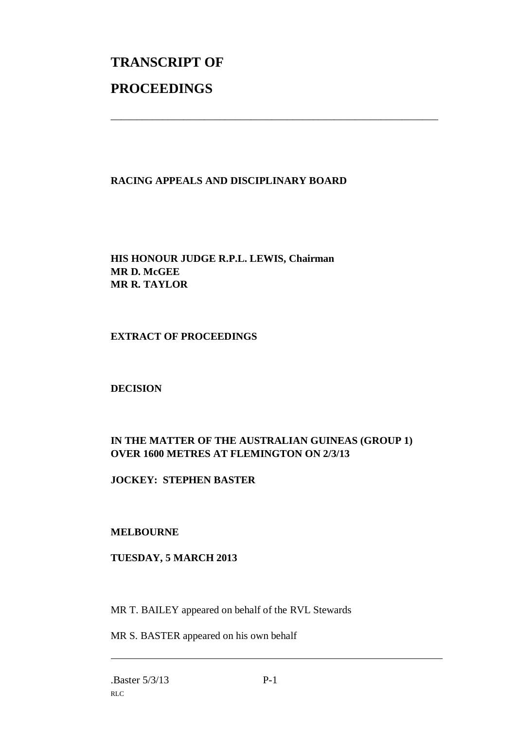# TRANSCRIPT OF PROCEEDINGS

---

**RACING APPEALS AND DISCIPLINARY BOARD**

**HIS HONOUR JUDGE R.P.L. LEWIS, Chairman**
**MR D. McGEE**
**MR R. TAYLOR**

**EXTRACT OF PROCEEDINGS**

**DECISION**

**IN THE MATTER OF THE AUSTRALIAN GUINEAS (GROUP 1) OVER 1600 METRES AT FLEMINGTON ON 2/3/13**

**JOCKEY: STEPHEN BASTER**

**MELBOURNE**

**TUESDAY, 5 MARCH 2013**

MR T. BAILEY appeared on behalf of the RVL Stewards

MR S. BASTER appeared on his own behalf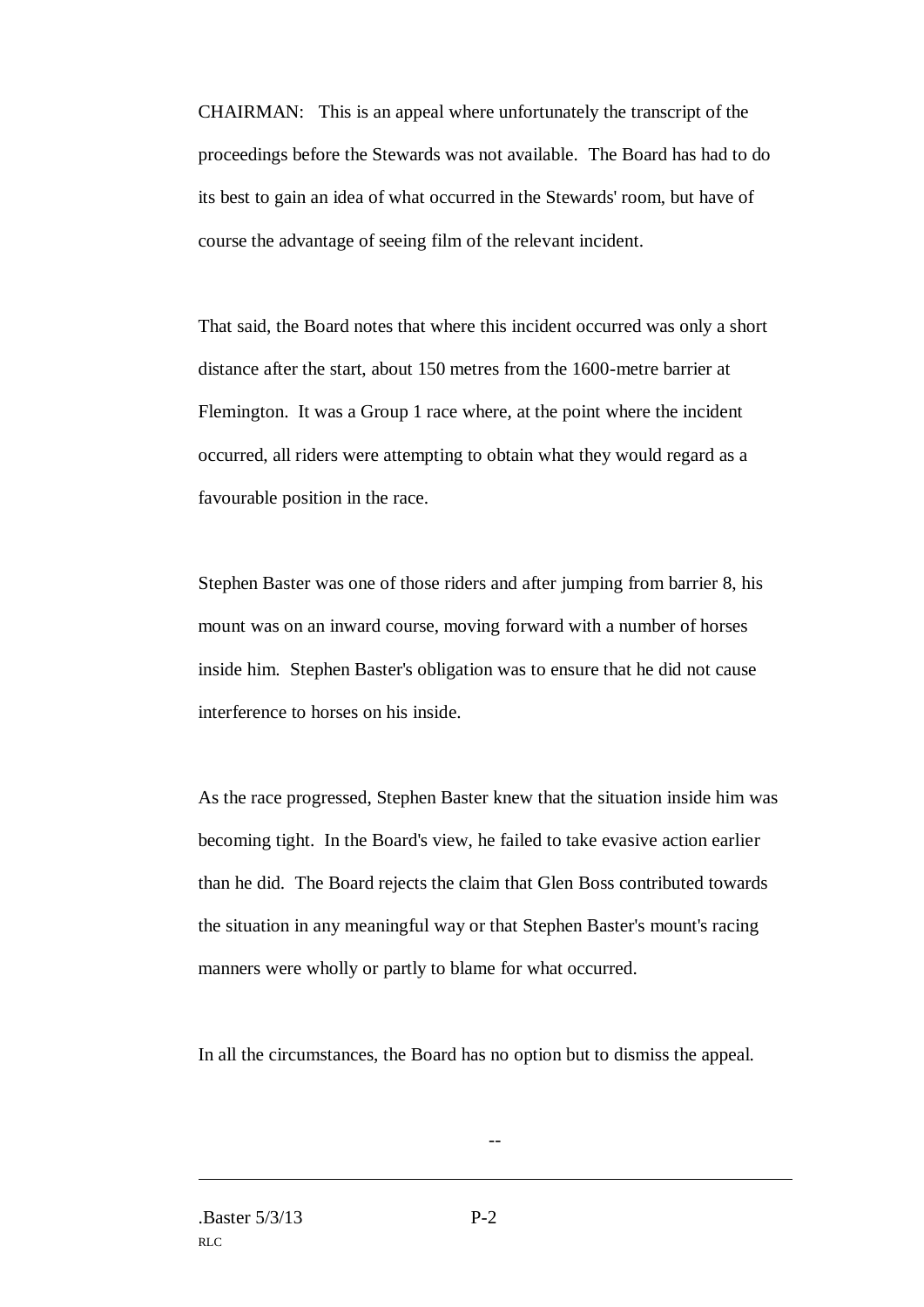CHAIRMAN: This is an appeal where unfortunately the transcript of the proceedings before the Stewards was not available. The Board has had to do its best to gain an idea of what occurred in the Stewards' room, but have of course the advantage of seeing film of the relevant incident.

That said, the Board notes that where this incident occurred was only a short distance after the start, about 150 metres from the 1600-metre barrier at Flemington. It was a Group 1 race where, at the point where the incident occurred, all riders were attempting to obtain what they would regard as a favourable position in the race.

Stephen Baster was one of those riders and after jumping from barrier 8, his mount was on an inward course, moving forward with a number of horses inside him. Stephen Baster's obligation was to ensure that he did not cause interference to horses on his inside.

As the race progressed, Stephen Baster knew that the situation inside him was becoming tight. In the Board's view, he failed to take evasive action earlier than he did. The Board rejects the claim that Glen Boss contributed towards the situation in any meaningful way or that Stephen Baster's mount's racing manners were wholly or partly to blame for what occurred.

In all the circumstances, the Board has no option but to dismiss the appeal.

--